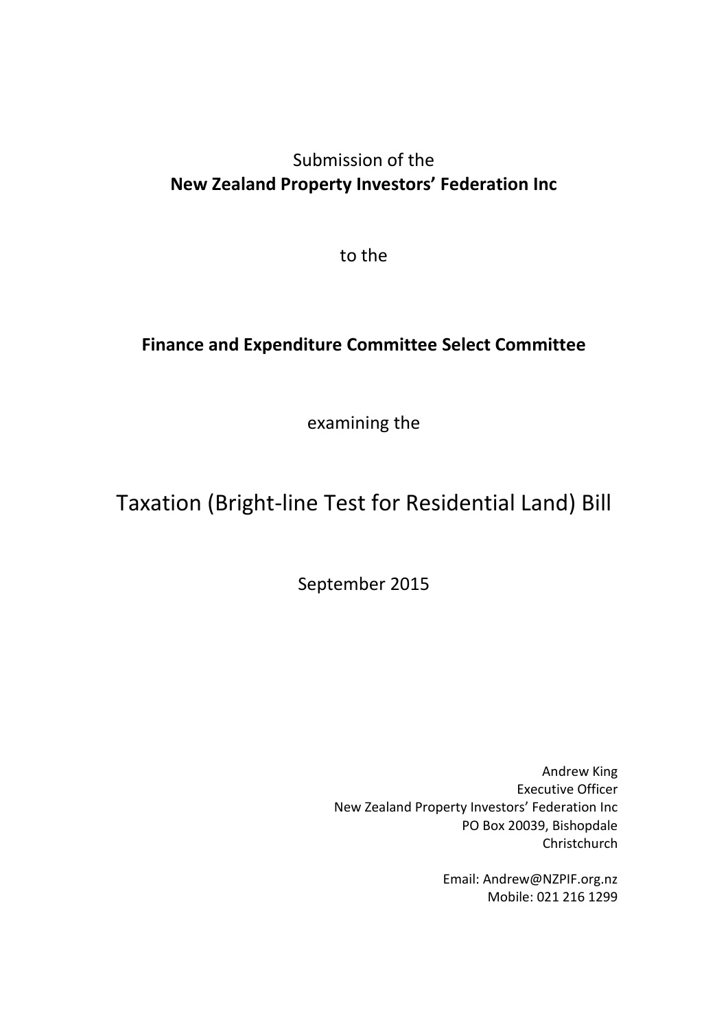Submission of the
**New Zealand Property Investors' Federation Inc**

to the

**Finance and Expenditure Committee Select Committee**

examining the

# Taxation (Bright-line Test for Residential Land) Bill

September 2015

Andrew King
Executive Officer
New Zealand Property Investors' Federation Inc
PO Box 20039, Bishopdale
Christchurch

Email: Andrew@NZPIF.org.nz
Mobile: 021 216 1299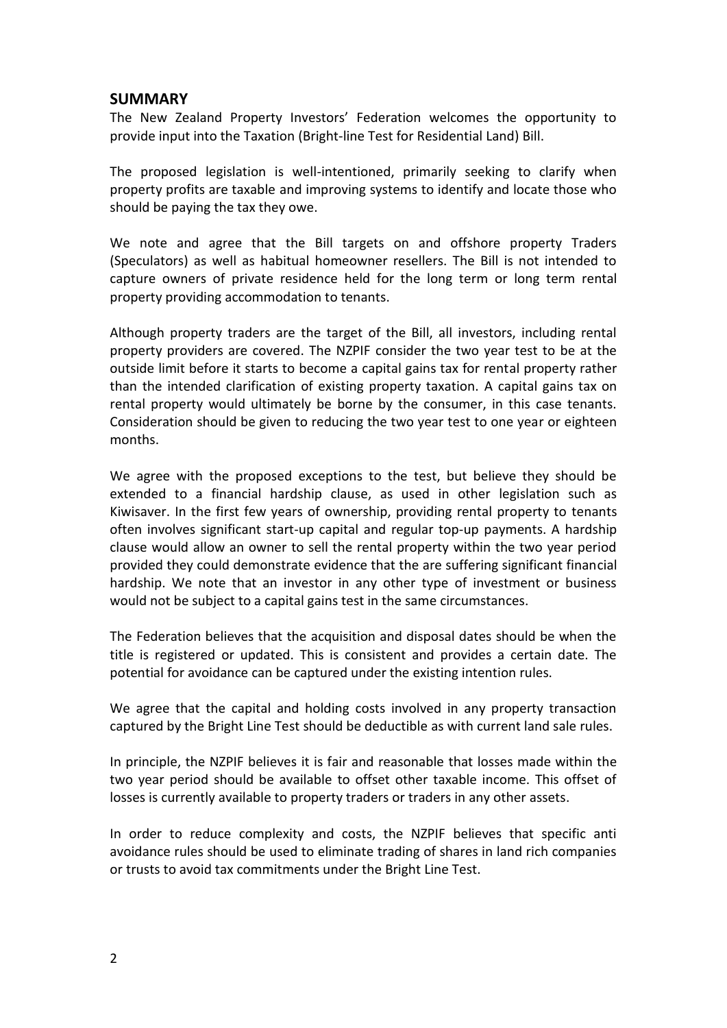## SUMMARY

The New Zealand Property Investors' Federation welcomes the opportunity to provide input into the Taxation (Bright-line Test for Residential Land) Bill.

The proposed legislation is well-intentioned, primarily seeking to clarify when property profits are taxable and improving systems to identify and locate those who should be paying the tax they owe.

We note and agree that the Bill targets on and offshore property Traders (Speculators) as well as habitual homeowner resellers. The Bill is not intended to capture owners of private residence held for the long term or long term rental property providing accommodation to tenants.

Although property traders are the target of the Bill, all investors, including rental property providers are covered. The NZPIF consider the two year test to be at the outside limit before it starts to become a capital gains tax for rental property rather than the intended clarification of existing property taxation. A capital gains tax on rental property would ultimately be borne by the consumer, in this case tenants. Consideration should be given to reducing the two year test to one year or eighteen months.

We agree with the proposed exceptions to the test, but believe they should be extended to a financial hardship clause, as used in other legislation such as Kiwisaver. In the first few years of ownership, providing rental property to tenants often involves significant start-up capital and regular top-up payments. A hardship clause would allow an owner to sell the rental property within the two year period provided they could demonstrate evidence that the are suffering significant financial hardship. We note that an investor in any other type of investment or business would not be subject to a capital gains test in the same circumstances.

The Federation believes that the acquisition and disposal dates should be when the title is registered or updated. This is consistent and provides a certain date. The potential for avoidance can be captured under the existing intention rules.

We agree that the capital and holding costs involved in any property transaction captured by the Bright Line Test should be deductible as with current land sale rules.

In principle, the NZPIF believes it is fair and reasonable that losses made within the two year period should be available to offset other taxable income. This offset of losses is currently available to property traders or traders in any other assets.

In order to reduce complexity and costs, the NZPIF believes that specific anti avoidance rules should be used to eliminate trading of shares in land rich companies or trusts to avoid tax commitments under the Bright Line Test.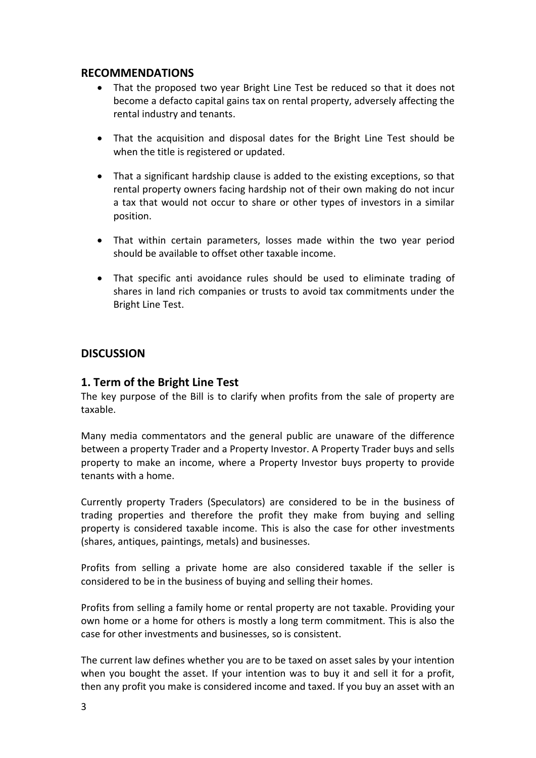## RECOMMENDATIONS

- That the proposed two year Bright Line Test be reduced so that it does not become a defacto capital gains tax on rental property, adversely affecting the rental industry and tenants.
- That the acquisition and disposal dates for the Bright Line Test should be when the title is registered or updated.
- That a significant hardship clause is added to the existing exceptions, so that rental property owners facing hardship not of their own making do not incur a tax that would not occur to share or other types of investors in a similar position.
- That within certain parameters, losses made within the two year period should be available to offset other taxable income.
- That specific anti avoidance rules should be used to eliminate trading of shares in land rich companies or trusts to avoid tax commitments under the Bright Line Test.

## DISCUSSION

### 1. Term of the Bright Line Test

The key purpose of the Bill is to clarify when profits from the sale of property are taxable.

Many media commentators and the general public are unaware of the difference between a property Trader and a Property Investor. A Property Trader buys and sells property to make an income, where a Property Investor buys property to provide tenants with a home.

Currently property Traders (Speculators) are considered to be in the business of trading properties and therefore the profit they make from buying and selling property is considered taxable income. This is also the case for other investments (shares, antiques, paintings, metals) and businesses.

Profits from selling a private home are also considered taxable if the seller is considered to be in the business of buying and selling their homes.

Profits from selling a family home or rental property are not taxable. Providing your own home or a home for others is mostly a long term commitment. This is also the case for other investments and businesses, so is consistent.

The current law defines whether you are to be taxed on asset sales by your intention when you bought the asset. If your intention was to buy it and sell it for a profit, then any profit you make is considered income and taxed. If you buy an asset with an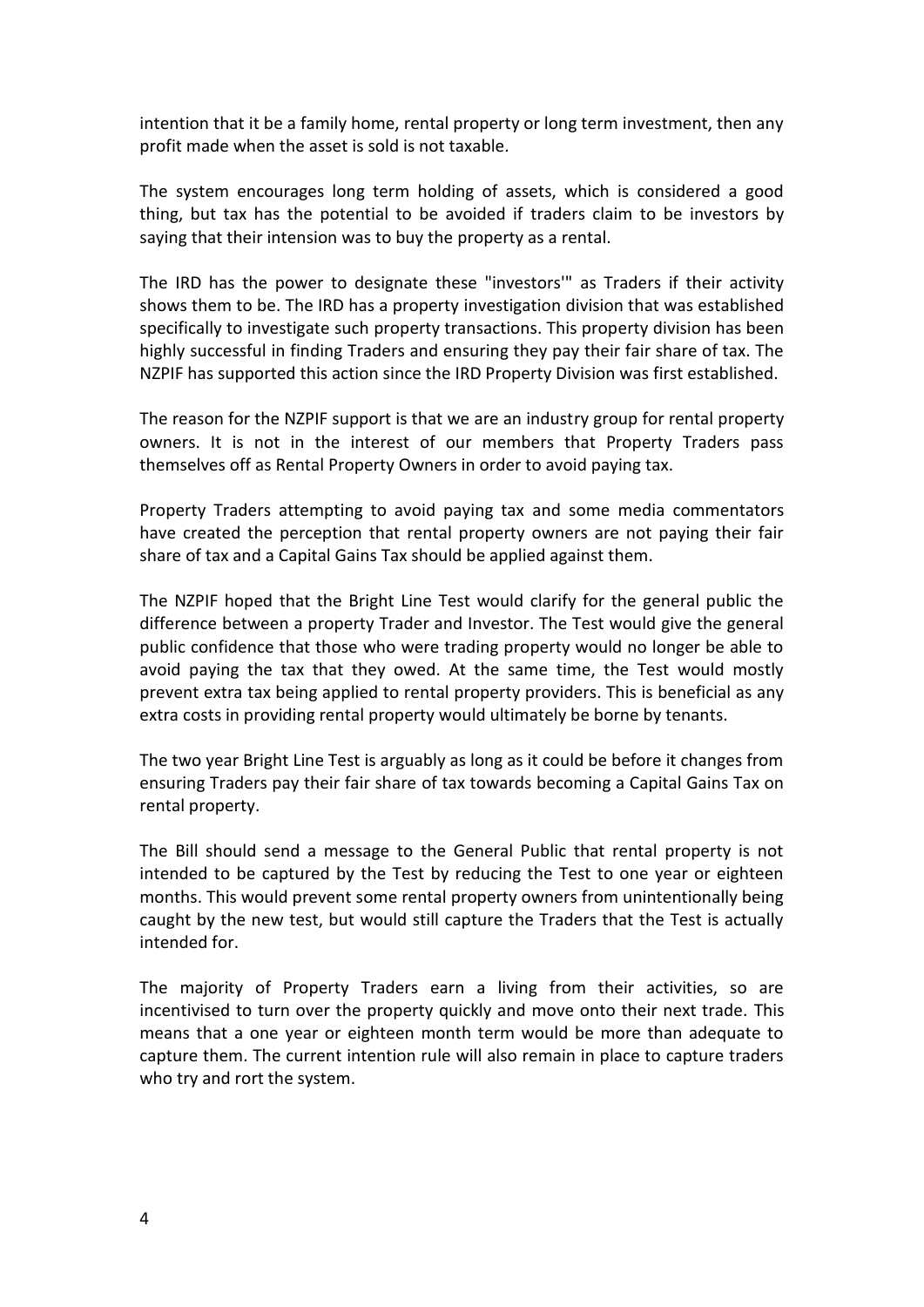intention that it be a family home, rental property or long term investment, then any profit made when the asset is sold is not taxable.

The system encourages long term holding of assets, which is considered a good thing, but tax has the potential to be avoided if traders claim to be investors by saying that their intension was to buy the property as a rental.

The IRD has the power to designate these "investors'" as Traders if their activity shows them to be. The IRD has a property investigation division that was established specifically to investigate such property transactions. This property division has been highly successful in finding Traders and ensuring they pay their fair share of tax. The NZPIF has supported this action since the IRD Property Division was first established.

The reason for the NZPIF support is that we are an industry group for rental property owners. It is not in the interest of our members that Property Traders pass themselves off as Rental Property Owners in order to avoid paying tax.

Property Traders attempting to avoid paying tax and some media commentators have created the perception that rental property owners are not paying their fair share of tax and a Capital Gains Tax should be applied against them.

The NZPIF hoped that the Bright Line Test would clarify for the general public the difference between a property Trader and Investor. The Test would give the general public confidence that those who were trading property would no longer be able to avoid paying the tax that they owed. At the same time, the Test would mostly prevent extra tax being applied to rental property providers. This is beneficial as any extra costs in providing rental property would ultimately be borne by tenants.

The two year Bright Line Test is arguably as long as it could be before it changes from ensuring Traders pay their fair share of tax towards becoming a Capital Gains Tax on rental property.

The Bill should send a message to the General Public that rental property is not intended to be captured by the Test by reducing the Test to one year or eighteen months. This would prevent some rental property owners from unintentionally being caught by the new test, but would still capture the Traders that the Test is actually intended for.

The majority of Property Traders earn a living from their activities, so are incentivised to turn over the property quickly and move onto their next trade. This means that a one year or eighteen month term would be more than adequate to capture them. The current intention rule will also remain in place to capture traders who try and rort the system.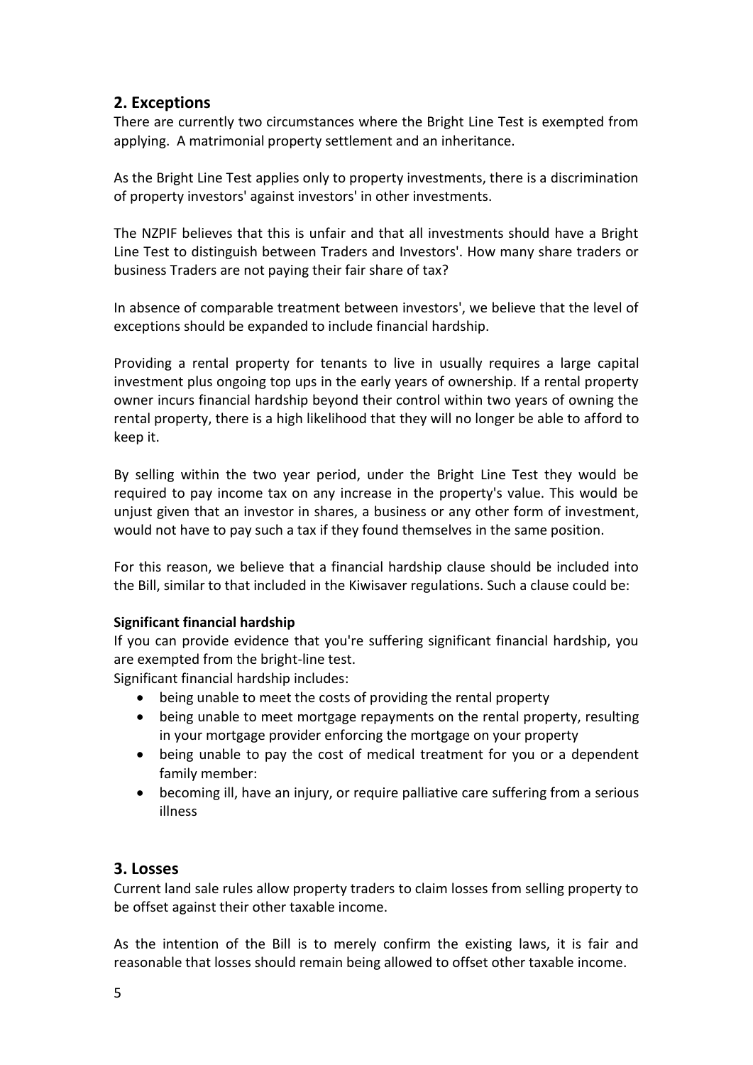## 2. Exceptions

There are currently two circumstances where the Bright Line Test is exempted from applying. A matrimonial property settlement and an inheritance.

As the Bright Line Test applies only to property investments, there is a discrimination of property investors' against investors' in other investments.

The NZPIF believes that this is unfair and that all investments should have a Bright Line Test to distinguish between Traders and Investors'. How many share traders or business Traders are not paying their fair share of tax?

In absence of comparable treatment between investors', we believe that the level of exceptions should be expanded to include financial hardship.

Providing a rental property for tenants to live in usually requires a large capital investment plus ongoing top ups in the early years of ownership. If a rental property owner incurs financial hardship beyond their control within two years of owning the rental property, there is a high likelihood that they will no longer be able to afford to keep it.

By selling within the two year period, under the Bright Line Test they would be required to pay income tax on any increase in the property's value. This would be unjust given that an investor in shares, a business or any other form of investment, would not have to pay such a tax if they found themselves in the same position.

For this reason, we believe that a financial hardship clause should be included into the Bill, similar to that included in the Kiwisaver regulations. Such a clause could be:

**Significant financial hardship**

If you can provide evidence that you're suffering significant financial hardship, you are exempted from the bright-line test.

Significant financial hardship includes:

- being unable to meet the costs of providing the rental property
- being unable to meet mortgage repayments on the rental property, resulting in your mortgage provider enforcing the mortgage on your property
- being unable to pay the cost of medical treatment for you or a dependent family member:
- becoming ill, have an injury, or require palliative care suffering from a serious illness

## 3. Losses

Current land sale rules allow property traders to claim losses from selling property to be offset against their other taxable income.

As the intention of the Bill is to merely confirm the existing laws, it is fair and reasonable that losses should remain being allowed to offset other taxable income.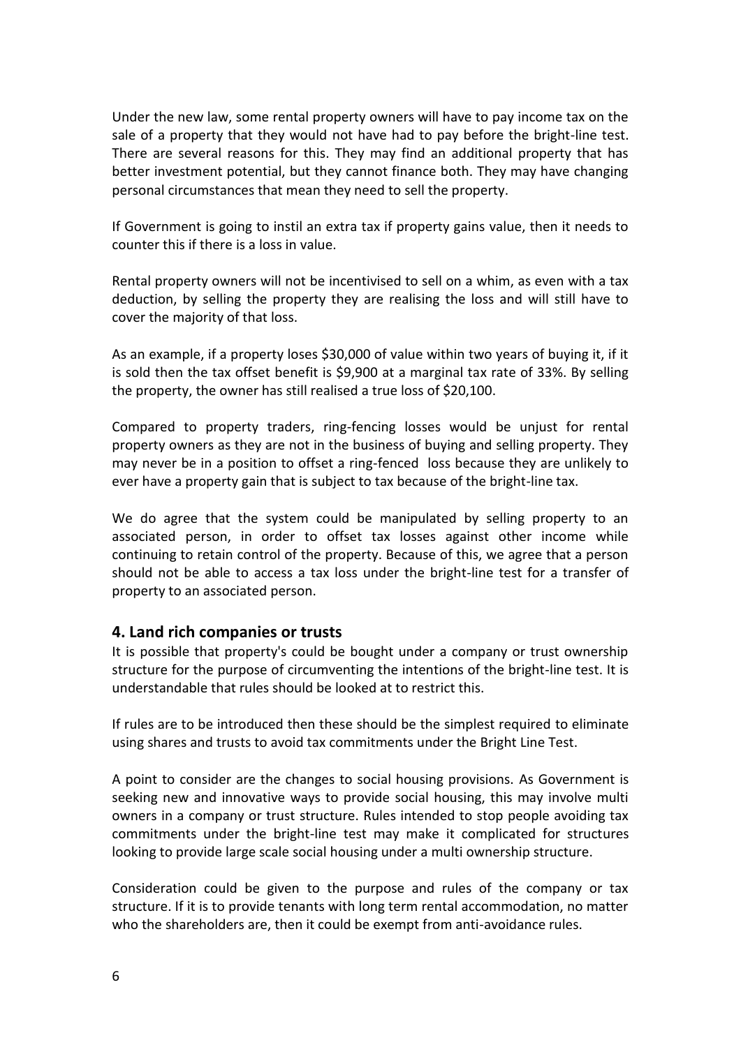Under the new law, some rental property owners will have to pay income tax on the sale of a property that they would not have had to pay before the bright-line test. There are several reasons for this. They may find an additional property that has better investment potential, but they cannot finance both. They may have changing personal circumstances that mean they need to sell the property.

If Government is going to instil an extra tax if property gains value, then it needs to counter this if there is a loss in value.

Rental property owners will not be incentivised to sell on a whim, as even with a tax deduction, by selling the property they are realising the loss and will still have to cover the majority of that loss.

As an example, if a property loses $30,000 of value within two years of buying it, if it is sold then the tax offset benefit is $9,900 at a marginal tax rate of 33%. By selling the property, the owner has still realised a true loss of $20,100.

Compared to property traders, ring-fencing losses would be unjust for rental property owners as they are not in the business of buying and selling property. They may never be in a position to offset a ring-fenced loss because they are unlikely to ever have a property gain that is subject to tax because of the bright-line tax.

We do agree that the system could be manipulated by selling property to an associated person, in order to offset tax losses against other income while continuing to retain control of the property. Because of this, we agree that a person should not be able to access a tax loss under the bright-line test for a transfer of property to an associated person.

## 4. Land rich companies or trusts

It is possible that property's could be bought under a company or trust ownership structure for the purpose of circumventing the intentions of the bright-line test. It is understandable that rules should be looked at to restrict this.

If rules are to be introduced then these should be the simplest required to eliminate using shares and trusts to avoid tax commitments under the Bright Line Test.

A point to consider are the changes to social housing provisions. As Government is seeking new and innovative ways to provide social housing, this may involve multi owners in a company or trust structure. Rules intended to stop people avoiding tax commitments under the bright-line test may make it complicated for structures looking to provide large scale social housing under a multi ownership structure.

Consideration could be given to the purpose and rules of the company or tax structure. If it is to provide tenants with long term rental accommodation, no matter who the shareholders are, then it could be exempt from anti-avoidance rules.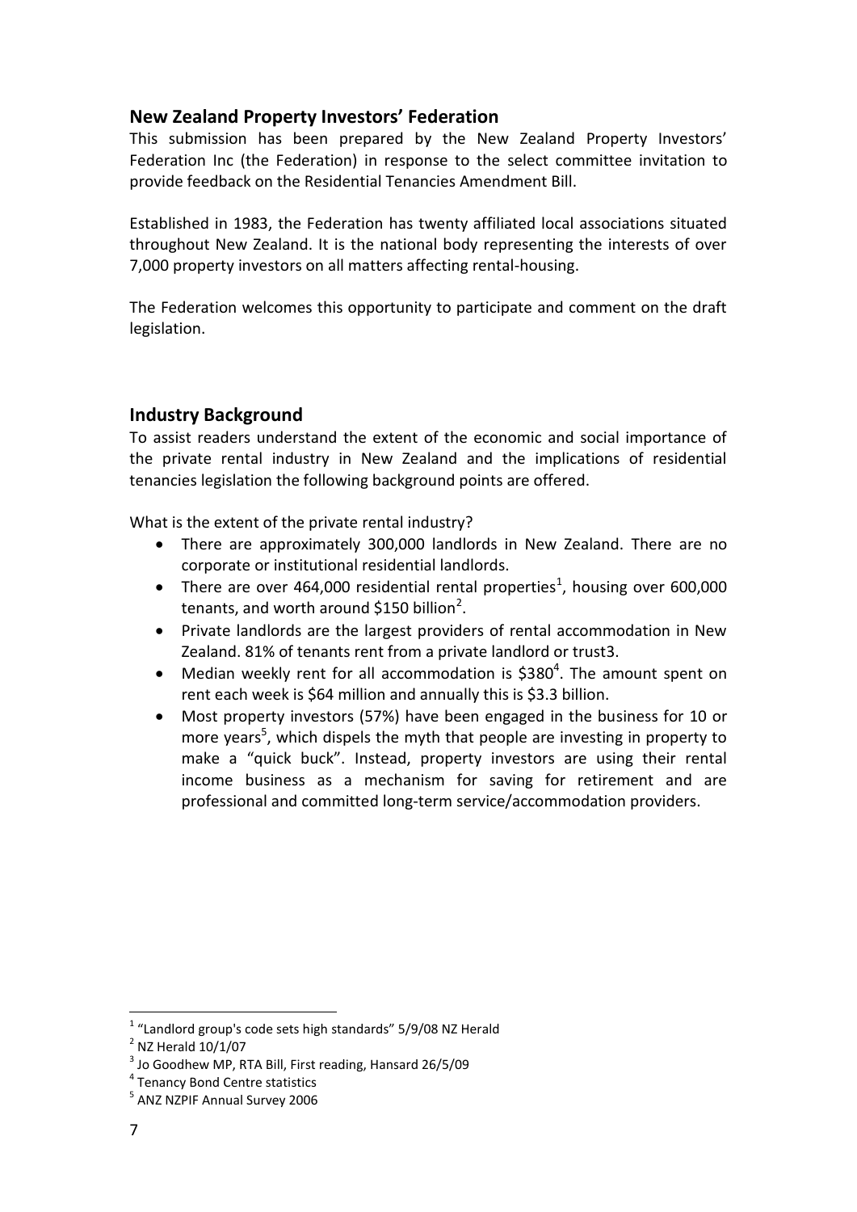## New Zealand Property Investors' Federation

This submission has been prepared by the New Zealand Property Investors' Federation Inc (the Federation) in response to the select committee invitation to provide feedback on the Residential Tenancies Amendment Bill.

Established in 1983, the Federation has twenty affiliated local associations situated throughout New Zealand. It is the national body representing the interests of over 7,000 property investors on all matters affecting rental-housing.

The Federation welcomes this opportunity to participate and comment on the draft legislation.

## Industry Background

To assist readers understand the extent of the economic and social importance of the private rental industry in New Zealand and the implications of residential tenancies legislation the following background points are offered.

What is the extent of the private rental industry?

- There are approximately 300,000 landlords in New Zealand. There are no corporate or institutional residential landlords.
- There are over 464,000 residential rental properties[1], housing over 600,000 tenants, and worth around $150 billion[2].
- Private landlords are the largest providers of rental accommodation in New Zealand. 81% of tenants rent from a private landlord or trust3.
- Median weekly rent for all accommodation is $380[4]. The amount spent on rent each week is $64 million and annually this is $3.3 billion.
- Most property investors (57%) have been engaged in the business for 10 or more years[5], which dispels the myth that people are investing in property to make a "quick buck". Instead, property investors are using their rental income business as a mechanism for saving for retirement and are professional and committed long-term service/accommodation providers.

---

[1] "Landlord group's code sets high standards" 5/9/08 NZ Herald
[2] NZ Herald 10/1/07
[3] Jo Goodhew MP, RTA Bill, First reading, Hansard 26/5/09
[4] Tenancy Bond Centre statistics
[5] ANZ NZPIF Annual Survey 2006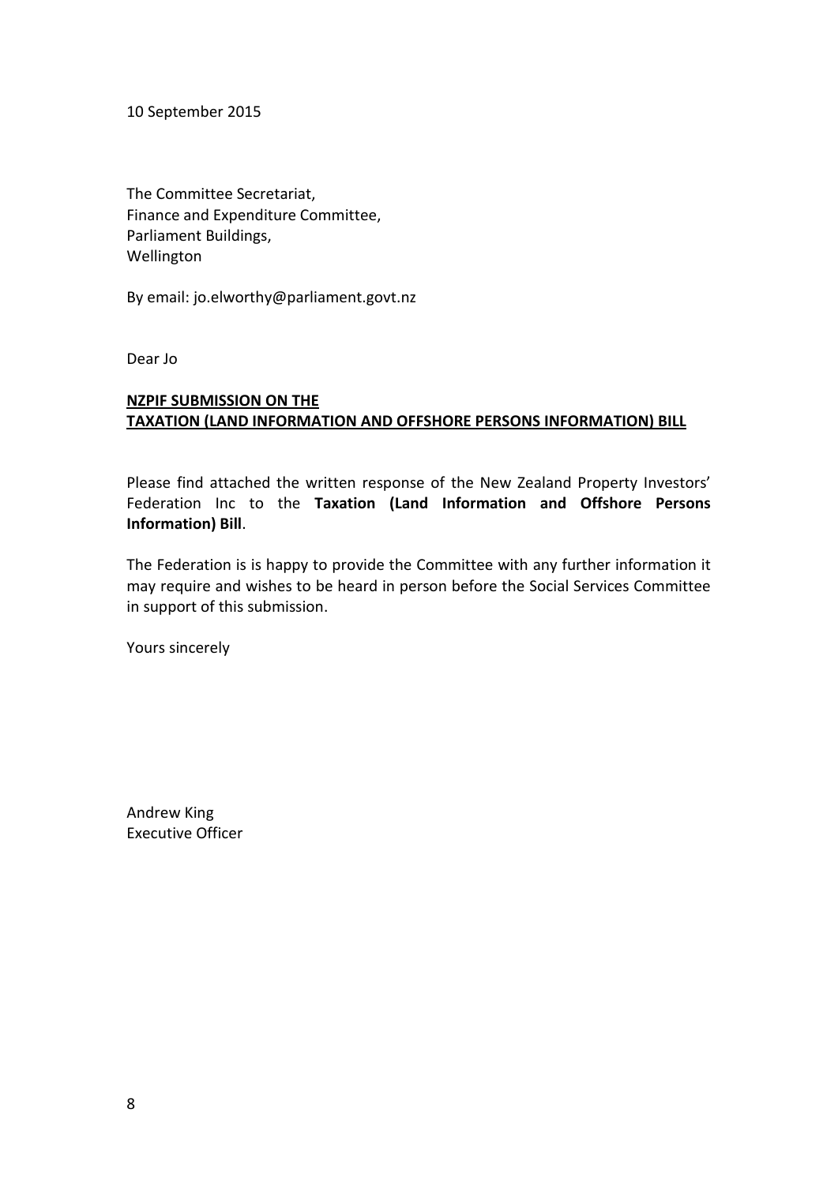10 September 2015

The Committee Secretariat,
Finance and Expenditure Committee,
Parliament Buildings,
Wellington

By email: jo.elworthy@parliament.govt.nz

Dear Jo

**NZPIF SUBMISSION ON THE**
**TAXATION (LAND INFORMATION AND OFFSHORE PERSONS INFORMATION) BILL**

Please find attached the written response of the New Zealand Property Investors' Federation Inc to the **Taxation (Land Information and Offshore Persons Information) Bill**.

The Federation is is happy to provide the Committee with any further information it may require and wishes to be heard in person before the Social Services Committee in support of this submission.

Yours sincerely

Andrew King
Executive Officer